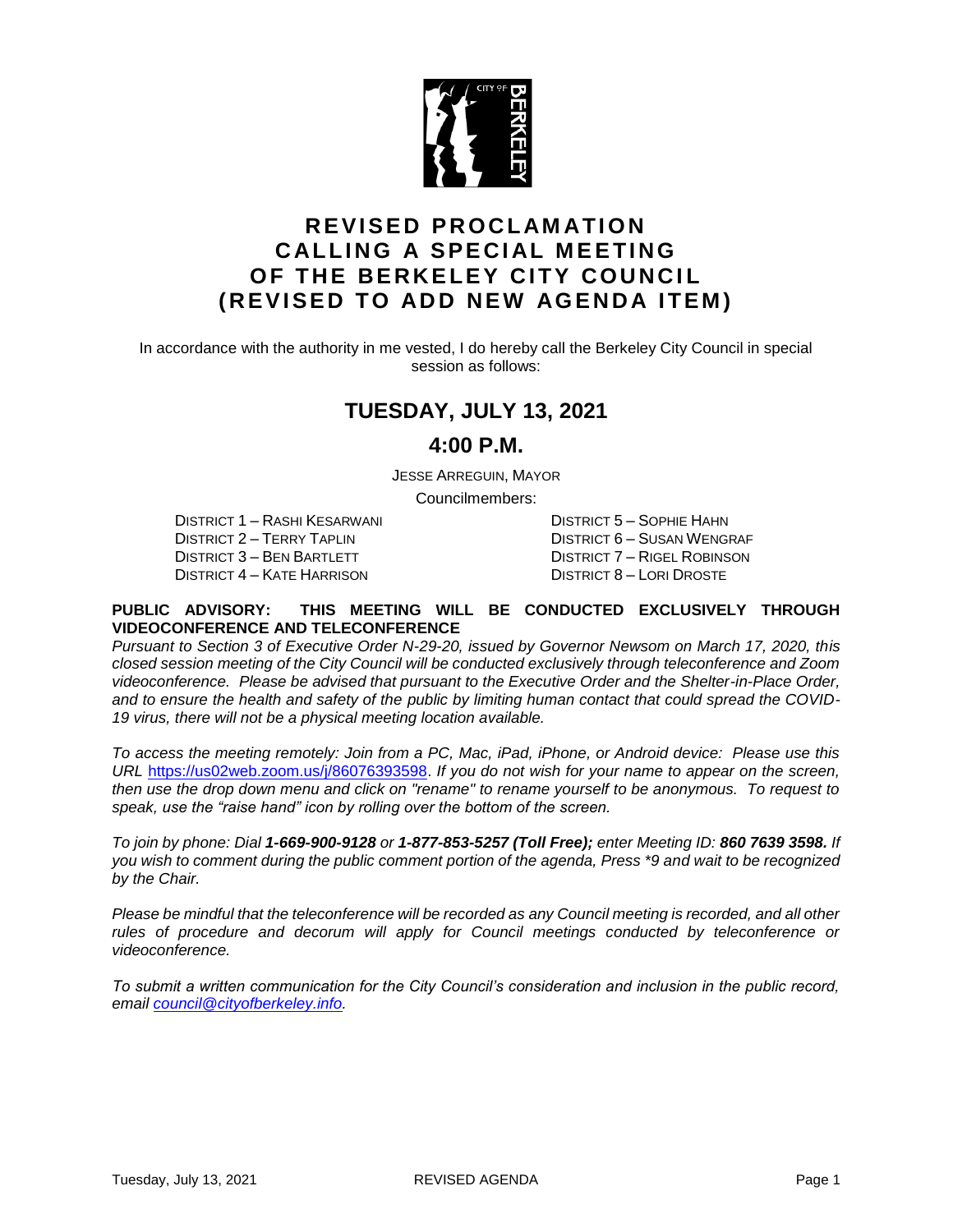# REVISED PROCLAMATION CALLING A SPECIAL MEETING OF THE BERKELEY CITY COUNCIL (REVISED TO ADD NEW AGENDA ITEM)

In accordance with the authority in me vested, I do hereby call the Berkeley City Council in special session as follows:

## TUESDAY, JULY 13, 2021

## 4:00 P.M.

JESSE ARREGUIN, MAYOR

Councilmembers:

DISTRICT 1 – RASHI KESARWANI
DISTRICT 2 – TERRY TAPLIN
DISTRICT 3 – BEN BARTLETT
DISTRICT 4 – KATE HARRISON
DISTRICT 5 – SOPHIE HAHN
DISTRICT 6 – SUSAN WENGRAF
DISTRICT 7 – RIGEL ROBINSON
DISTRICT 8 – LORI DROSTE

**PUBLIC ADVISORY: THIS MEETING WILL BE CONDUCTED EXCLUSIVELY THROUGH VIDEOCONFERENCE AND TELECONFERENCE**

*Pursuant to Section 3 of Executive Order N-29-20, issued by Governor Newsom on March 17, 2020, this closed session meeting of the City Council will be conducted exclusively through teleconference and Zoom videoconference. Please be advised that pursuant to the Executive Order and the Shelter-in-Place Order, and to ensure the health and safety of the public by limiting human contact that could spread the COVID-19 virus, there will not be a physical meeting location available.*

*To access the meeting remotely: Join from a PC, Mac, iPad, iPhone, or Android device: Please use this URL* https://us02web.zoom.us/j/86076393598. *If you do not wish for your name to appear on the screen, then use the drop down menu and click on "rename" to rename yourself to be anonymous. To request to speak, use the "raise hand" icon by rolling over the bottom of the screen.*

*To join by phone: Dial **1-669-900-9128** or **1-877-853-5257 (Toll Free);** enter Meeting ID: **860 7639 3598.** If you wish to comment during the public comment portion of the agenda, Press \*9 and wait to be recognized by the Chair.*

*Please be mindful that the teleconference will be recorded as any Council meeting is recorded, and all other rules of procedure and decorum will apply for Council meetings conducted by teleconference or videoconference.*

*To submit a written communication for the City Council's consideration and inclusion in the public record, email council@cityofberkeley.info.*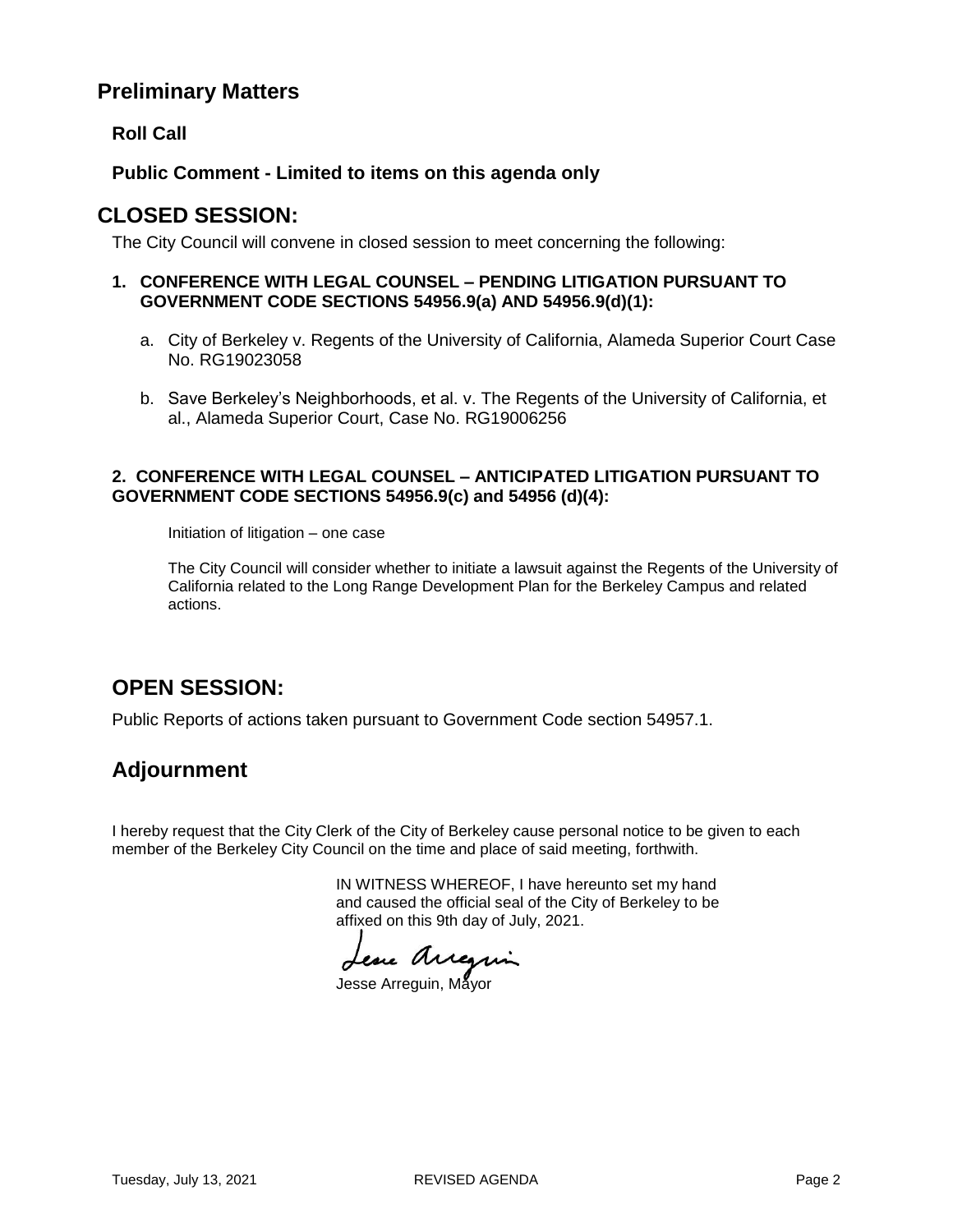## Preliminary Matters

### Roll Call

### Public Comment - Limited to items on this agenda only

## CLOSED SESSION:

The City Council will convene in closed session to meet concerning the following:

**1. CONFERENCE WITH LEGAL COUNSEL – PENDING LITIGATION PURSUANT TO GOVERNMENT CODE SECTIONS 54956.9(a) AND 54956.9(d)(1):**

a. City of Berkeley v. Regents of the University of California, Alameda Superior Court Case No. RG19023058

b. Save Berkeley's Neighborhoods, et al. v. The Regents of the University of California, et al., Alameda Superior Court, Case No. RG19006256

**2. CONFERENCE WITH LEGAL COUNSEL – ANTICIPATED LITIGATION PURSUANT TO GOVERNMENT CODE SECTIONS 54956.9(c) and 54956 (d)(4):**

Initiation of litigation – one case

The City Council will consider whether to initiate a lawsuit against the Regents of the University of California related to the Long Range Development Plan for the Berkeley Campus and related actions.

## OPEN SESSION:

Public Reports of actions taken pursuant to Government Code section 54957.1.

## Adjournment

I hereby request that the City Clerk of the City of Berkeley cause personal notice to be given to each member of the Berkeley City Council on the time and place of said meeting, forthwith.

IN WITNESS WHEREOF, I have hereunto set my hand and caused the official seal of the City of Berkeley to be affixed on this 9th day of July, 2021.

Jesse Arreguin, Mayor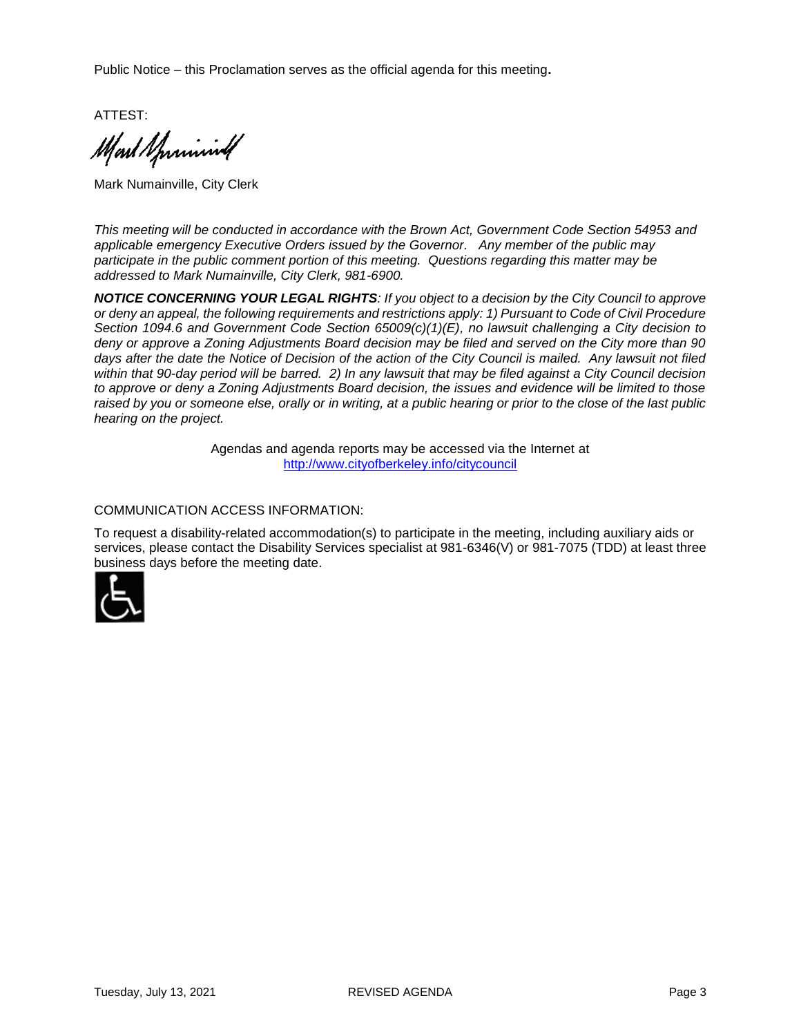Public Notice – this Proclamation serves as the official agenda for this meeting**.**

ATTEST:

Mark Numainville, City Clerk

*This meeting will be conducted in accordance with the Brown Act, Government Code Section 54953 and applicable emergency Executive Orders issued by the Governor. Any member of the public may participate in the public comment portion of this meeting. Questions regarding this matter may be addressed to Mark Numainville, City Clerk, 981-6900.*

***NOTICE CONCERNING YOUR LEGAL RIGHTS**: If you object to a decision by the City Council to approve or deny an appeal, the following requirements and restrictions apply: 1) Pursuant to Code of Civil Procedure Section 1094.6 and Government Code Section 65009(c)(1)(E), no lawsuit challenging a City decision to deny or approve a Zoning Adjustments Board decision may be filed and served on the City more than 90 days after the date the Notice of Decision of the action of the City Council is mailed. Any lawsuit not filed within that 90-day period will be barred. 2) In any lawsuit that may be filed against a City Council decision to approve or deny a Zoning Adjustments Board decision, the issues and evidence will be limited to those raised by you or someone else, orally or in writing, at a public hearing or prior to the close of the last public hearing on the project.*

Agendas and agenda reports may be accessed via the Internet at
http://www.cityofberkeley.info/citycouncil

COMMUNICATION ACCESS INFORMATION:

To request a disability-related accommodation(s) to participate in the meeting, including auxiliary aids or services, please contact the Disability Services specialist at 981-6346(V) or 981-7075 (TDD) at least three business days before the meeting date.